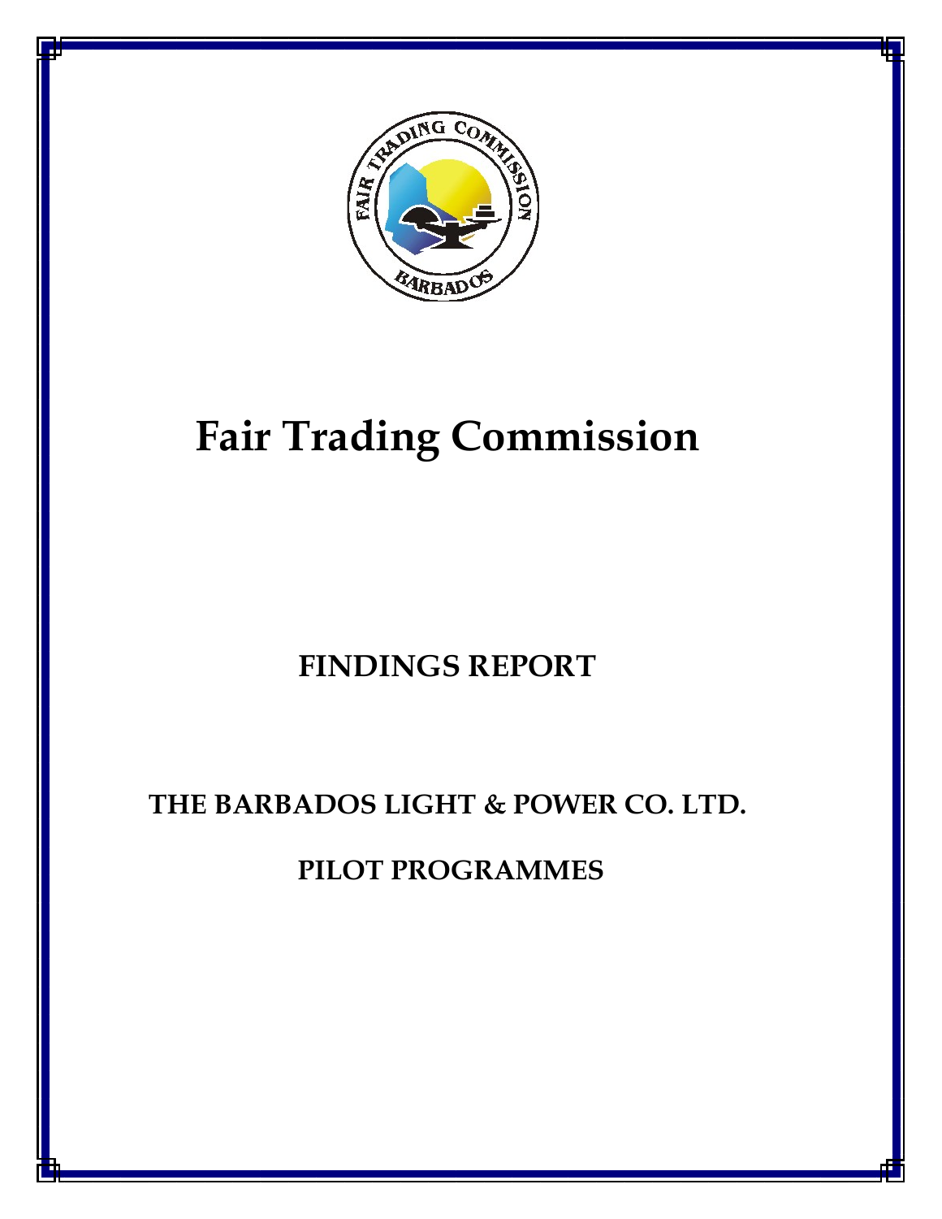# Fair Trading Commission

## FINDINGS REPORT

## THE BARBADOS LIGHT & POWER CO. LTD.

## PILOT PROGRAMMES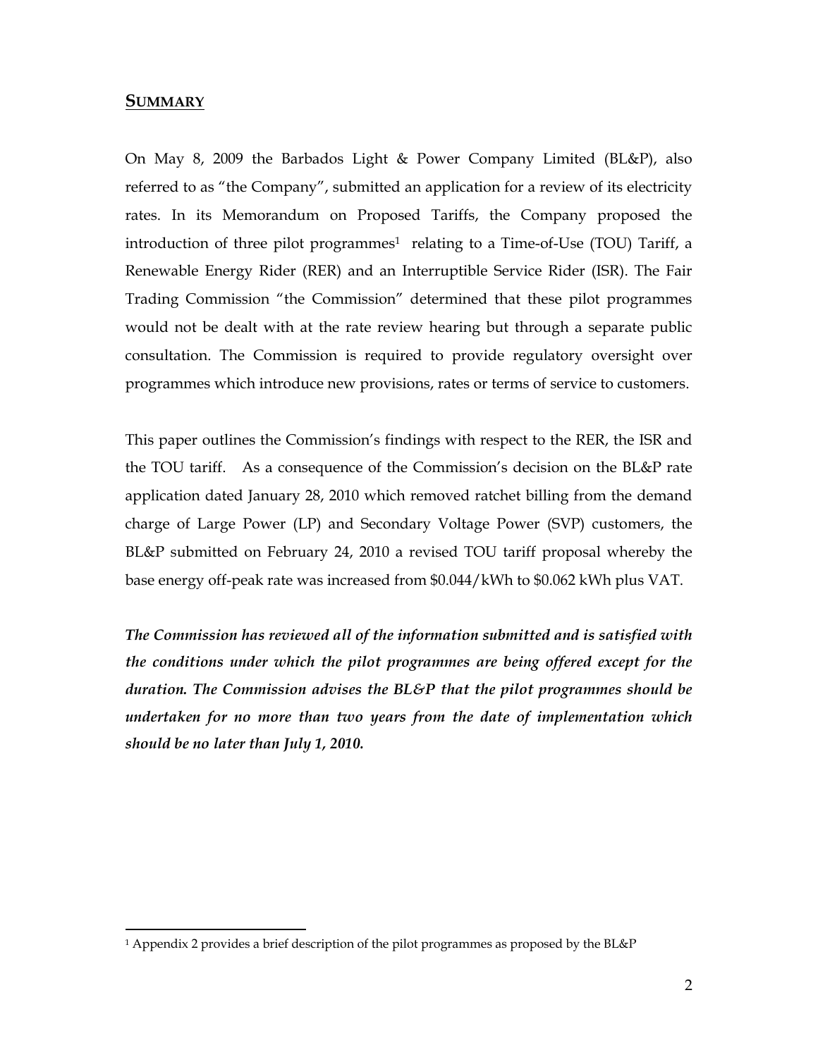## SUMMARY

On May 8, 2009 the Barbados Light & Power Company Limited (BL&P), also referred to as "the Company", submitted an application for a review of its electricity rates. In its Memorandum on Proposed Tariffs, the Company proposed the introduction of three pilot programmes[1] relating to a Time-of-Use (TOU) Tariff, a Renewable Energy Rider (RER) and an Interruptible Service Rider (ISR). The Fair Trading Commission "the Commission" determined that these pilot programmes would not be dealt with at the rate review hearing but through a separate public consultation. The Commission is required to provide regulatory oversight over programmes which introduce new provisions, rates or terms of service to customers.

This paper outlines the Commission's findings with respect to the RER, the ISR and the TOU tariff. As a consequence of the Commission's decision on the BL&P rate application dated January 28, 2010 which removed ratchet billing from the demand charge of Large Power (LP) and Secondary Voltage Power (SVP) customers, the BL&P submitted on February 24, 2010 a revised TOU tariff proposal whereby the base energy off-peak rate was increased from $0.044/kWh to $0.062 kWh plus VAT.

***The Commission has reviewed all of the information submitted and is satisfied with the conditions under which the pilot programmes are being offered except for the duration. The Commission advises the BL&P that the pilot programmes should be undertaken for no more than two years from the date of implementation which should be no later than July 1, 2010.***

[1] Appendix 2 provides a brief description of the pilot programmes as proposed by the BL&P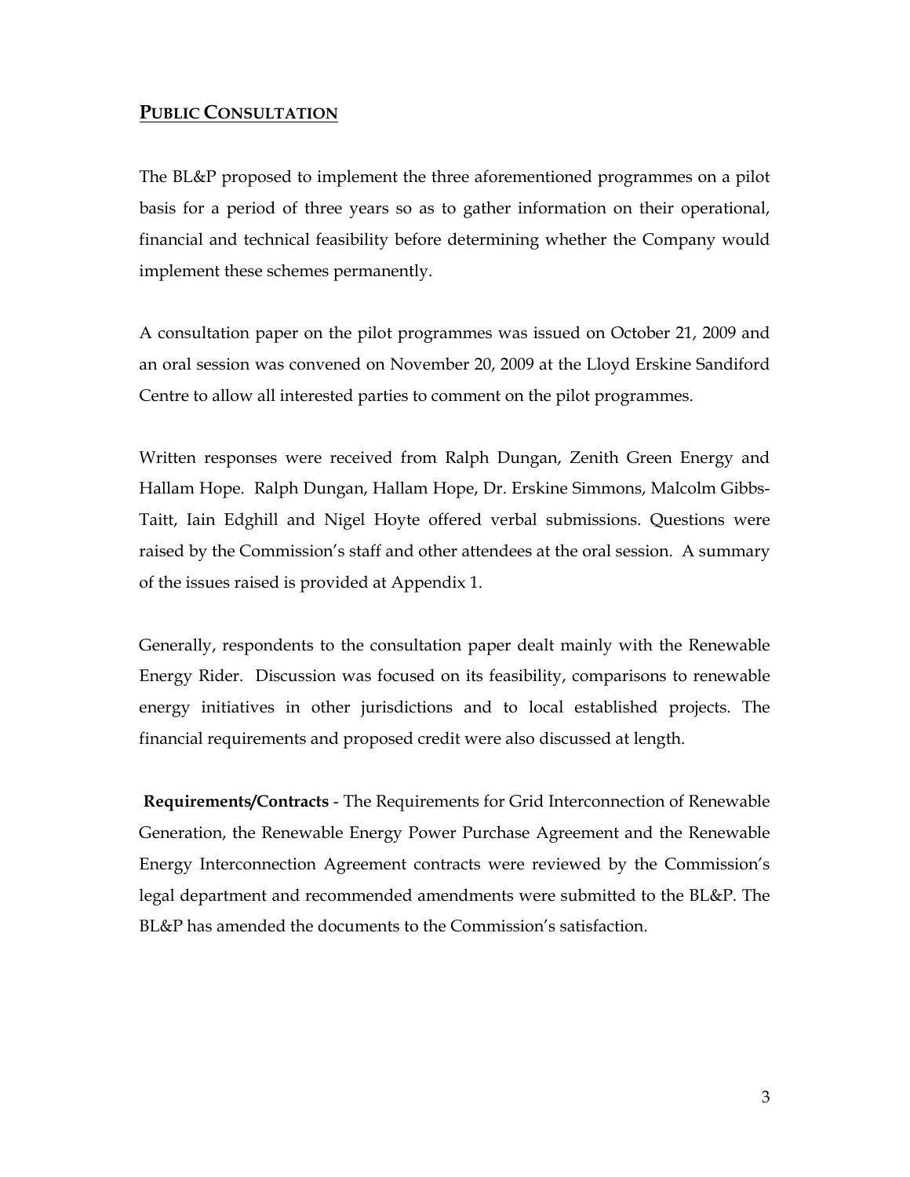## PUBLIC CONSULTATION

The BL&P proposed to implement the three aforementioned programmes on a pilot basis for a period of three years so as to gather information on their operational, financial and technical feasibility before determining whether the Company would implement these schemes permanently.

A consultation paper on the pilot programmes was issued on October 21, 2009 and an oral session was convened on November 20, 2009 at the Lloyd Erskine Sandiford Centre to allow all interested parties to comment on the pilot programmes.

Written responses were received from Ralph Dungan, Zenith Green Energy and Hallam Hope. Ralph Dungan, Hallam Hope, Dr. Erskine Simmons, Malcolm Gibbs-Taitt, Iain Edghill and Nigel Hoyte offered verbal submissions. Questions were raised by the Commission's staff and other attendees at the oral session. A summary of the issues raised is provided at Appendix 1.

Generally, respondents to the consultation paper dealt mainly with the Renewable Energy Rider. Discussion was focused on its feasibility, comparisons to renewable energy initiatives in other jurisdictions and to local established projects. The financial requirements and proposed credit were also discussed at length.

**Requirements/Contracts** - The Requirements for Grid Interconnection of Renewable Generation, the Renewable Energy Power Purchase Agreement and the Renewable Energy Interconnection Agreement contracts were reviewed by the Commission's legal department and recommended amendments were submitted to the BL&P. The BL&P has amended the documents to the Commission's satisfaction.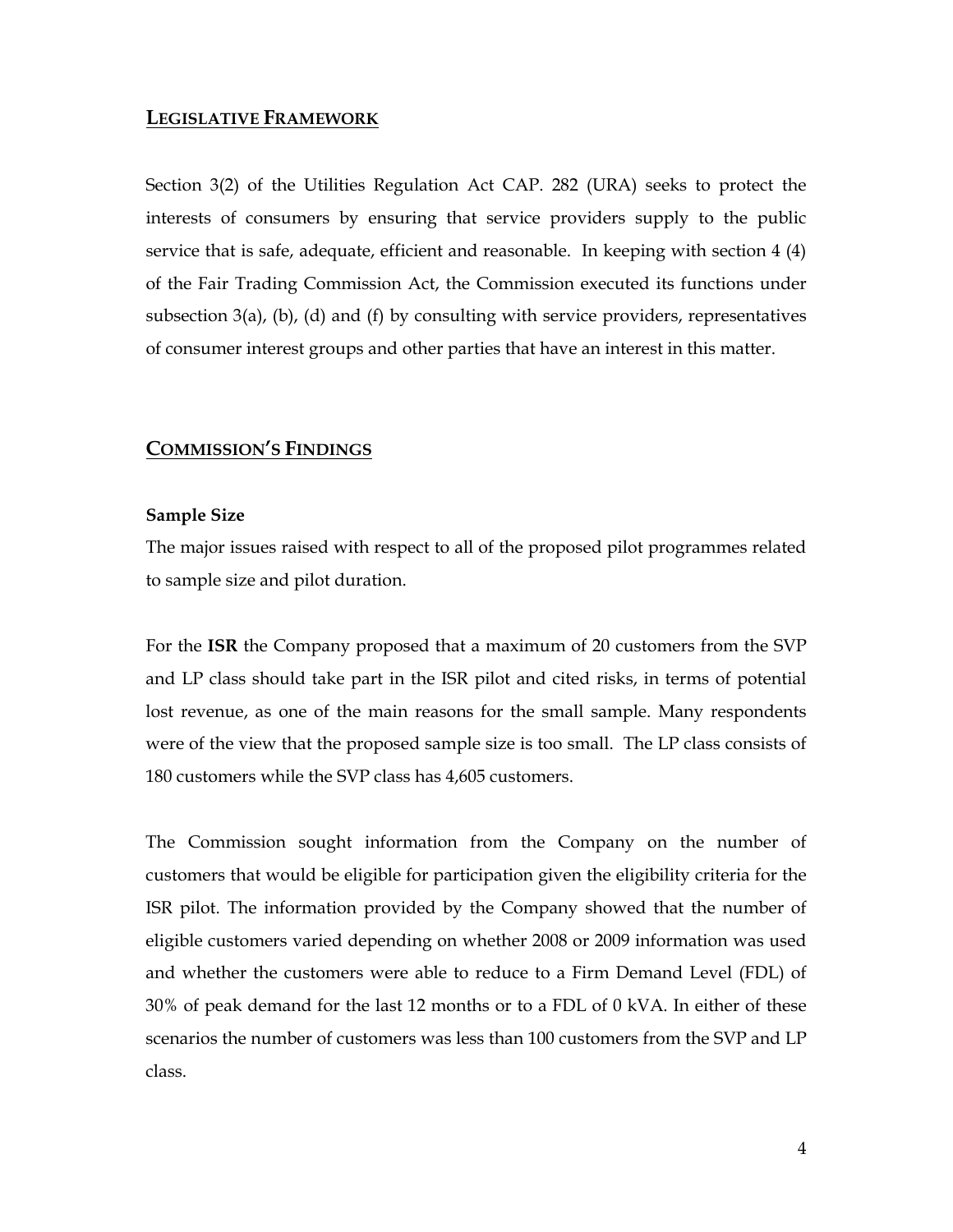## Legislative Framework

Section 3(2) of the Utilities Regulation Act CAP. 282 (URA) seeks to protect the interests of consumers by ensuring that service providers supply to the public service that is safe, adequate, efficient and reasonable. In keeping with section 4 (4) of the Fair Trading Commission Act, the Commission executed its functions under subsection 3(a), (b), (d) and (f) by consulting with service providers, representatives of consumer interest groups and other parties that have an interest in this matter.

## Commission's Findings

### Sample Size

The major issues raised with respect to all of the proposed pilot programmes related to sample size and pilot duration.

For the **ISR** the Company proposed that a maximum of 20 customers from the SVP and LP class should take part in the ISR pilot and cited risks, in terms of potential lost revenue, as one of the main reasons for the small sample. Many respondents were of the view that the proposed sample size is too small. The LP class consists of 180 customers while the SVP class has 4,605 customers.

The Commission sought information from the Company on the number of customers that would be eligible for participation given the eligibility criteria for the ISR pilot. The information provided by the Company showed that the number of eligible customers varied depending on whether 2008 or 2009 information was used and whether the customers were able to reduce to a Firm Demand Level (FDL) of 30% of peak demand for the last 12 months or to a FDL of 0 kVA. In either of these scenarios the number of customers was less than 100 customers from the SVP and LP class.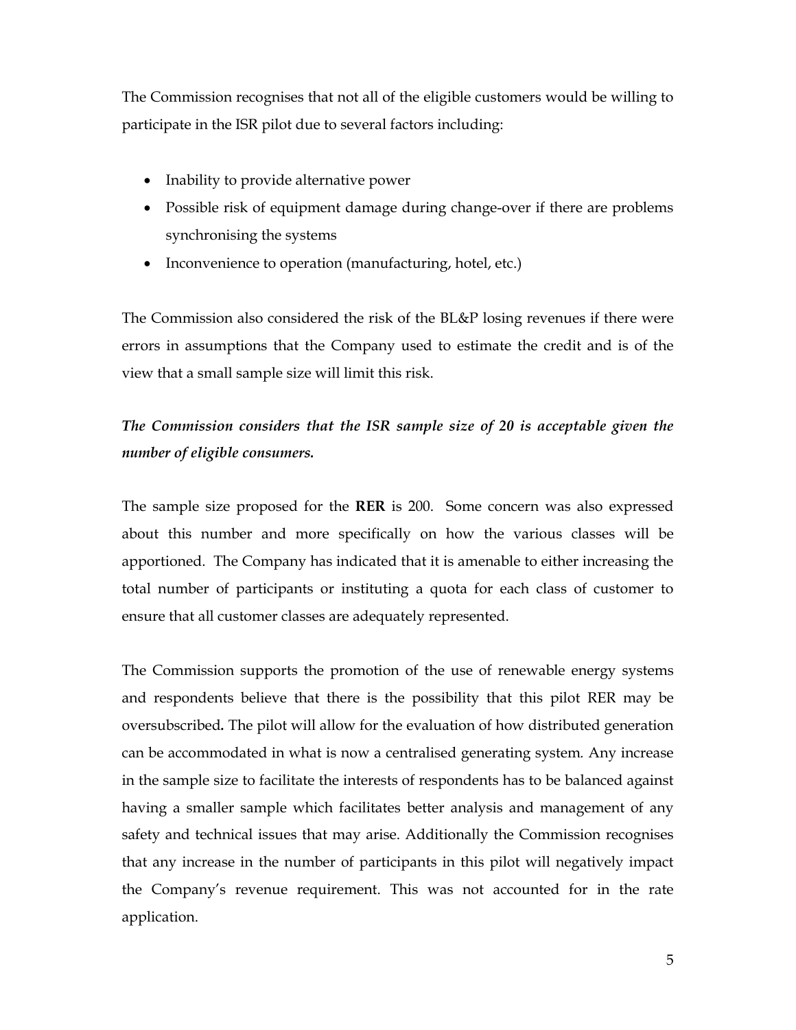The Commission recognises that not all of the eligible customers would be willing to participate in the ISR pilot due to several factors including:

- Inability to provide alternative power
- Possible risk of equipment damage during change-over if there are problems synchronising the systems
- Inconvenience to operation (manufacturing, hotel, etc.)

The Commission also considered the risk of the BL&P losing revenues if there were errors in assumptions that the Company used to estimate the credit and is of the view that a small sample size will limit this risk.

***The Commission considers that the ISR sample size of 20 is acceptable given the number of eligible consumers.***

The sample size proposed for the **RER** is 200. Some concern was also expressed about this number and more specifically on how the various classes will be apportioned. The Company has indicated that it is amenable to either increasing the total number of participants or instituting a quota for each class of customer to ensure that all customer classes are adequately represented.

The Commission supports the promotion of the use of renewable energy systems and respondents believe that there is the possibility that this pilot RER may be oversubscribed**.** The pilot will allow for the evaluation of how distributed generation can be accommodated in what is now a centralised generating system*.* Any increase in the sample size to facilitate the interests of respondents has to be balanced against having a smaller sample which facilitates better analysis and management of any safety and technical issues that may arise. Additionally the Commission recognises that any increase in the number of participants in this pilot will negatively impact the Company's revenue requirement. This was not accounted for in the rate application.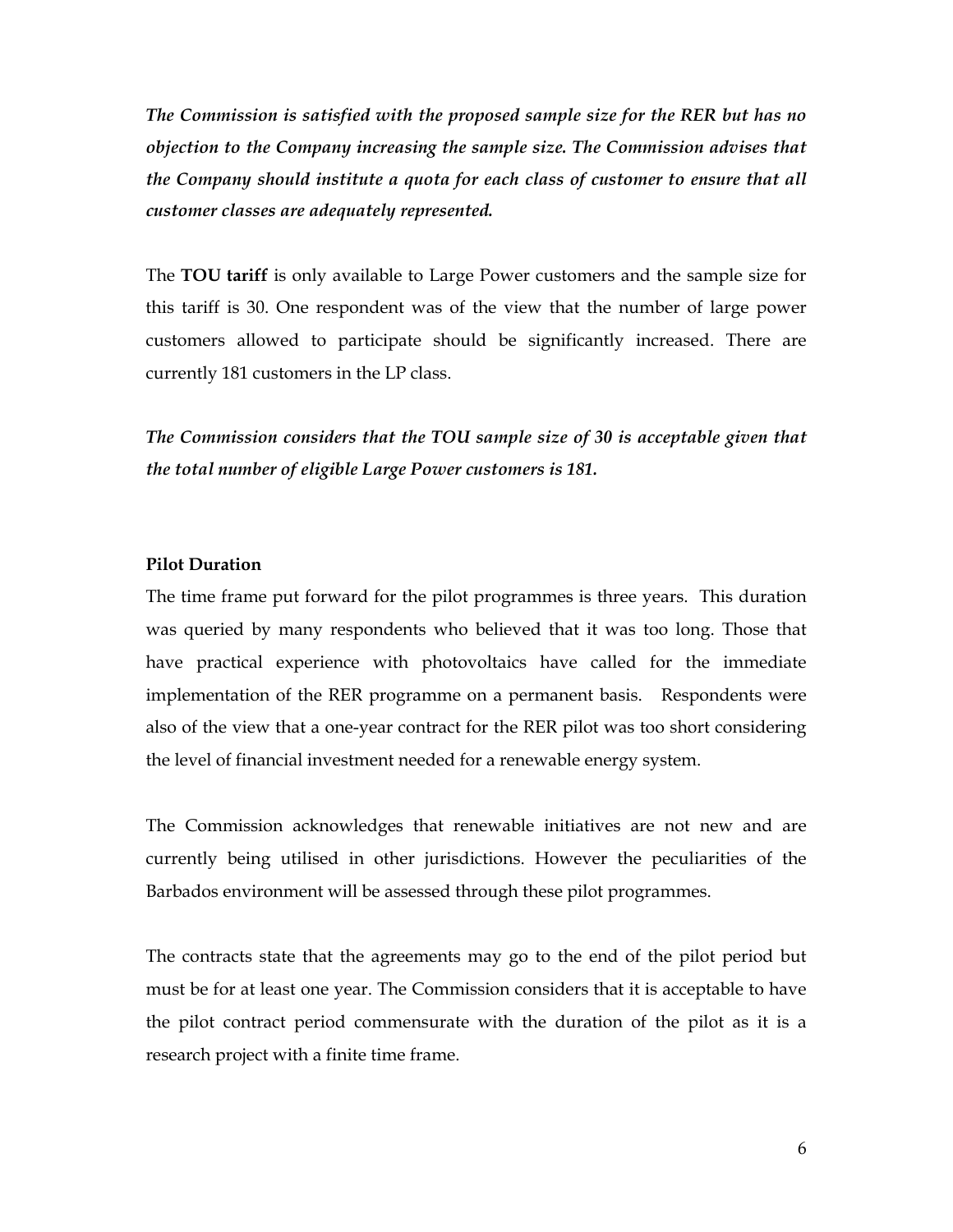***The Commission is satisfied with the proposed sample size for the RER but has no objection to the Company increasing the sample size. The Commission advises that the Company should institute a quota for each class of customer to ensure that all customer classes are adequately represented.***

The **TOU tariff** is only available to Large Power customers and the sample size for this tariff is 30. One respondent was of the view that the number of large power customers allowed to participate should be significantly increased. There are currently 181 customers in the LP class.

***The Commission considers that the TOU sample size of 30 is acceptable given that the total number of eligible Large Power customers is 181.***

**Pilot Duration**

The time frame put forward for the pilot programmes is three years. This duration was queried by many respondents who believed that it was too long. Those that have practical experience with photovoltaics have called for the immediate implementation of the RER programme on a permanent basis. Respondents were also of the view that a one-year contract for the RER pilot was too short considering the level of financial investment needed for a renewable energy system.

The Commission acknowledges that renewable initiatives are not new and are currently being utilised in other jurisdictions. However the peculiarities of the Barbados environment will be assessed through these pilot programmes.

The contracts state that the agreements may go to the end of the pilot period but must be for at least one year. The Commission considers that it is acceptable to have the pilot contract period commensurate with the duration of the pilot as it is a research project with a finite time frame.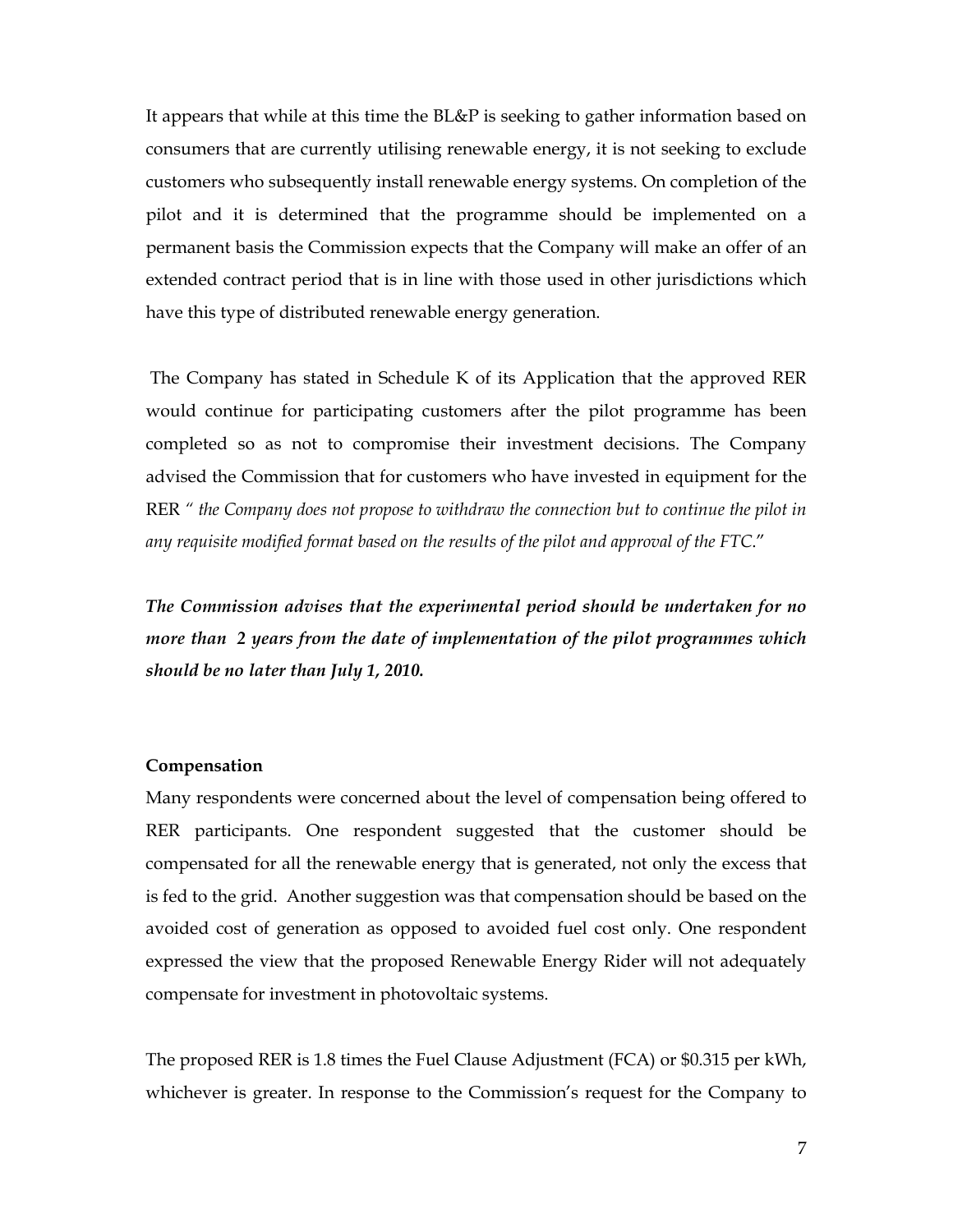It appears that while at this time the BL&P is seeking to gather information based on consumers that are currently utilising renewable energy, it is not seeking to exclude customers who subsequently install renewable energy systems. On completion of the pilot and it is determined that the programme should be implemented on a permanent basis the Commission expects that the Company will make an offer of an extended contract period that is in line with those used in other jurisdictions which have this type of distributed renewable energy generation.

The Company has stated in Schedule K of its Application that the approved RER would continue for participating customers after the pilot programme has been completed so as not to compromise their investment decisions. The Company advised the Commission that for customers who have invested in equipment for the RER " *the Company does not propose to withdraw the connection but to continue the pilot in any requisite modified format based on the results of the pilot and approval of the FTC.*"

***The Commission advises that the experimental period should be undertaken for no more than 2 years from the date of implementation of the pilot programmes which should be no later than July 1, 2010.***

**Compensation**

Many respondents were concerned about the level of compensation being offered to RER participants. One respondent suggested that the customer should be compensated for all the renewable energy that is generated, not only the excess that is fed to the grid. Another suggestion was that compensation should be based on the avoided cost of generation as opposed to avoided fuel cost only. One respondent expressed the view that the proposed Renewable Energy Rider will not adequately compensate for investment in photovoltaic systems.

The proposed RER is 1.8 times the Fuel Clause Adjustment (FCA) or $0.315 per kWh, whichever is greater. In response to the Commission's request for the Company to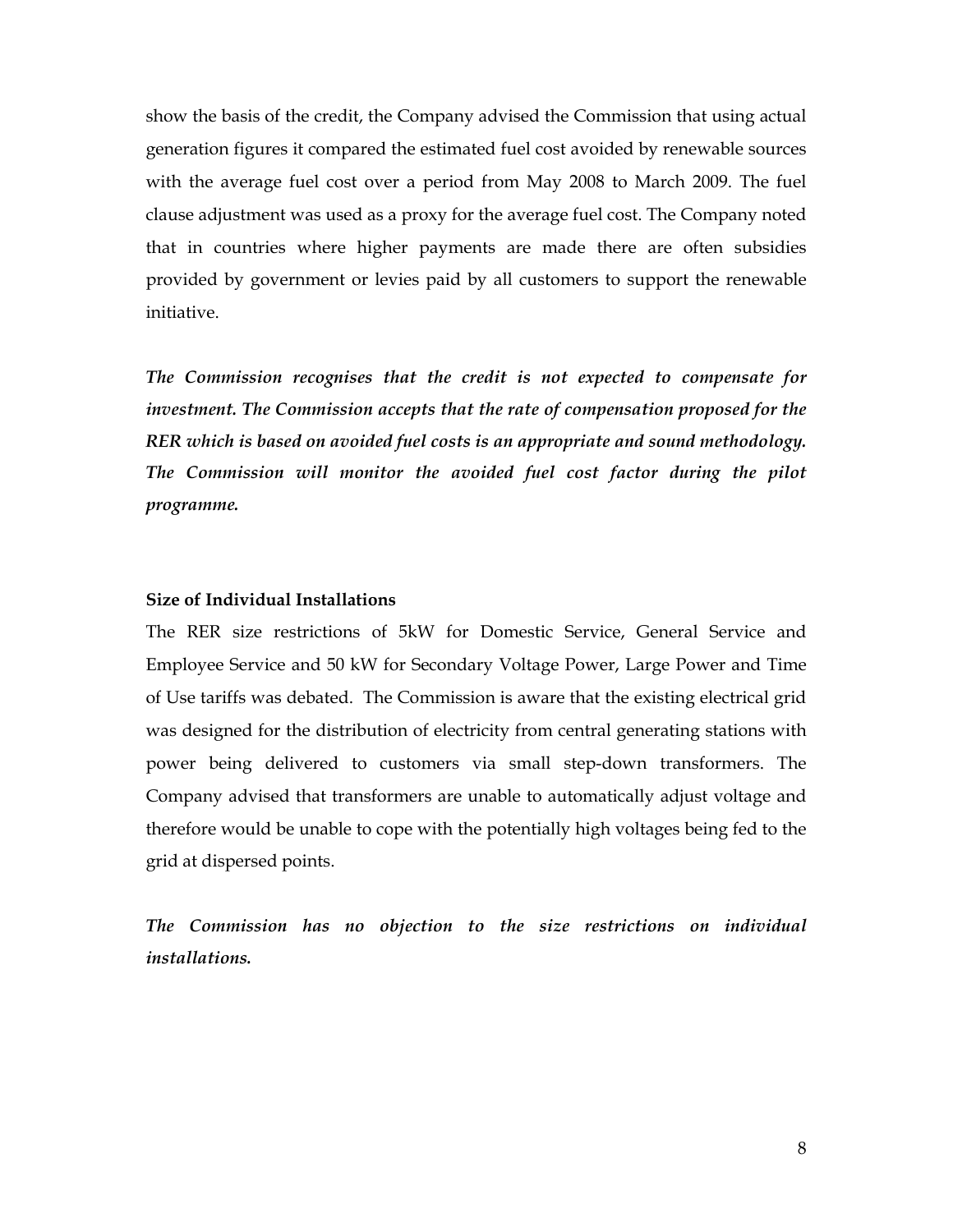show the basis of the credit, the Company advised the Commission that using actual generation figures it compared the estimated fuel cost avoided by renewable sources with the average fuel cost over a period from May 2008 to March 2009. The fuel clause adjustment was used as a proxy for the average fuel cost. The Company noted that in countries where higher payments are made there are often subsidies provided by government or levies paid by all customers to support the renewable initiative.

***The Commission recognises that the credit is not expected to compensate for investment. The Commission accepts that the rate of compensation proposed for the RER which is based on avoided fuel costs is an appropriate and sound methodology. The Commission will monitor the avoided fuel cost factor during the pilot programme.***

**Size of Individual Installations**

The RER size restrictions of 5kW for Domestic Service, General Service and Employee Service and 50 kW for Secondary Voltage Power, Large Power and Time of Use tariffs was debated. The Commission is aware that the existing electrical grid was designed for the distribution of electricity from central generating stations with power being delivered to customers via small step-down transformers. The Company advised that transformers are unable to automatically adjust voltage and therefore would be unable to cope with the potentially high voltages being fed to the grid at dispersed points.

***The Commission has no objection to the size restrictions on individual installations.***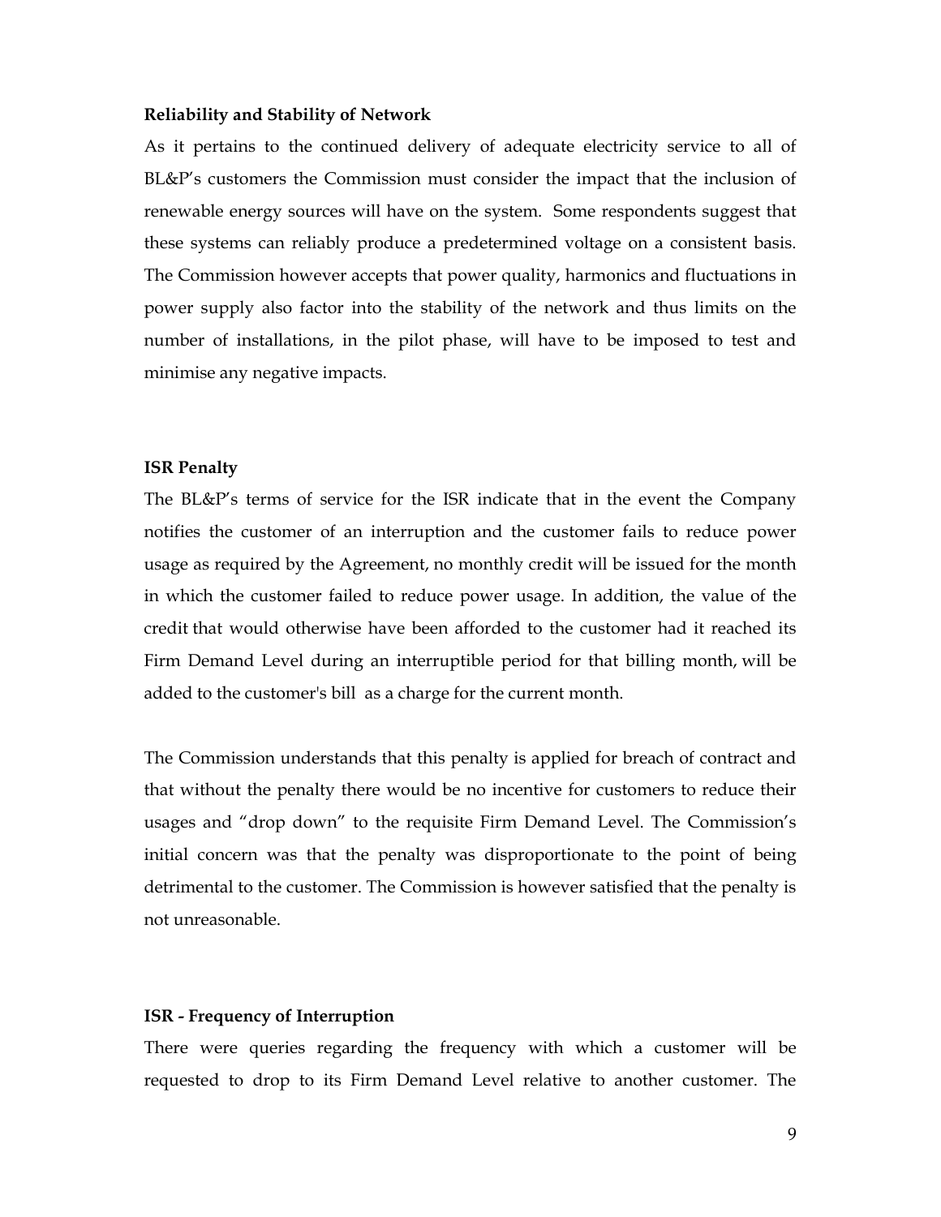**Reliability and Stability of Network**

As it pertains to the continued delivery of adequate electricity service to all of BL&P's customers the Commission must consider the impact that the inclusion of renewable energy sources will have on the system. Some respondents suggest that these systems can reliably produce a predetermined voltage on a consistent basis. The Commission however accepts that power quality, harmonics and fluctuations in power supply also factor into the stability of the network and thus limits on the number of installations, in the pilot phase, will have to be imposed to test and minimise any negative impacts.

**ISR Penalty**

The BL&P's terms of service for the ISR indicate that in the event the Company notifies the customer of an interruption and the customer fails to reduce power usage as required by the Agreement, no monthly credit will be issued for the month in which the customer failed to reduce power usage. In addition, the value of the credit that would otherwise have been afforded to the customer had it reached its Firm Demand Level during an interruptible period for that billing month, will be added to the customer's bill as a charge for the current month.

The Commission understands that this penalty is applied for breach of contract and that without the penalty there would be no incentive for customers to reduce their usages and "drop down" to the requisite Firm Demand Level. The Commission's initial concern was that the penalty was disproportionate to the point of being detrimental to the customer. The Commission is however satisfied that the penalty is not unreasonable.

**ISR - Frequency of Interruption**

There were queries regarding the frequency with which a customer will be requested to drop to its Firm Demand Level relative to another customer. The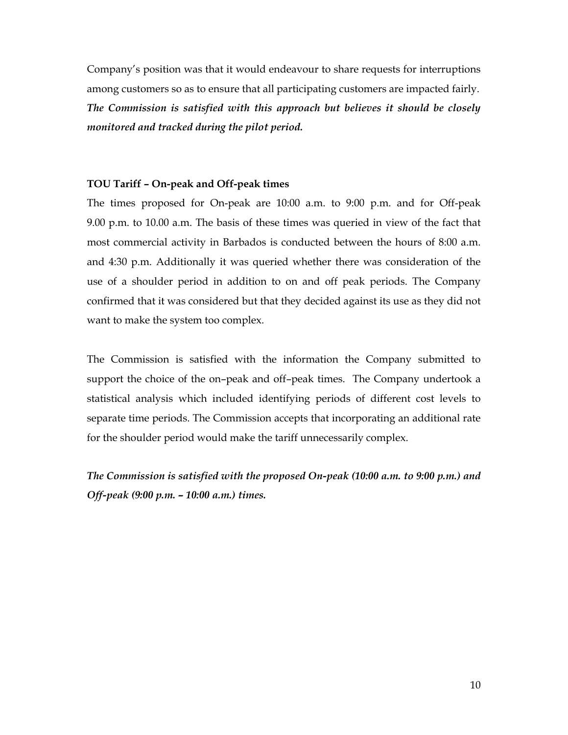Company's position was that it would endeavour to share requests for interruptions among customers so as to ensure that all participating customers are impacted fairly. ***The Commission is satisfied with this approach but believes it should be closely monitored and tracked during the pilot period.***

**TOU Tariff – On-peak and Off-peak times**

The times proposed for On-peak are 10:00 a.m. to 9:00 p.m. and for Off-peak 9.00 p.m. to 10.00 a.m. The basis of these times was queried in view of the fact that most commercial activity in Barbados is conducted between the hours of 8:00 a.m. and 4:30 p.m. Additionally it was queried whether there was consideration of the use of a shoulder period in addition to on and off peak periods. The Company confirmed that it was considered but that they decided against its use as they did not want to make the system too complex.

The Commission is satisfied with the information the Company submitted to support the choice of the on–peak and off–peak times. The Company undertook a statistical analysis which included identifying periods of different cost levels to separate time periods. The Commission accepts that incorporating an additional rate for the shoulder period would make the tariff unnecessarily complex.

***The Commission is satisfied with the proposed On-peak (10:00 a.m. to 9:00 p.m.) and Off-peak (9:00 p.m. – 10:00 a.m.) times.***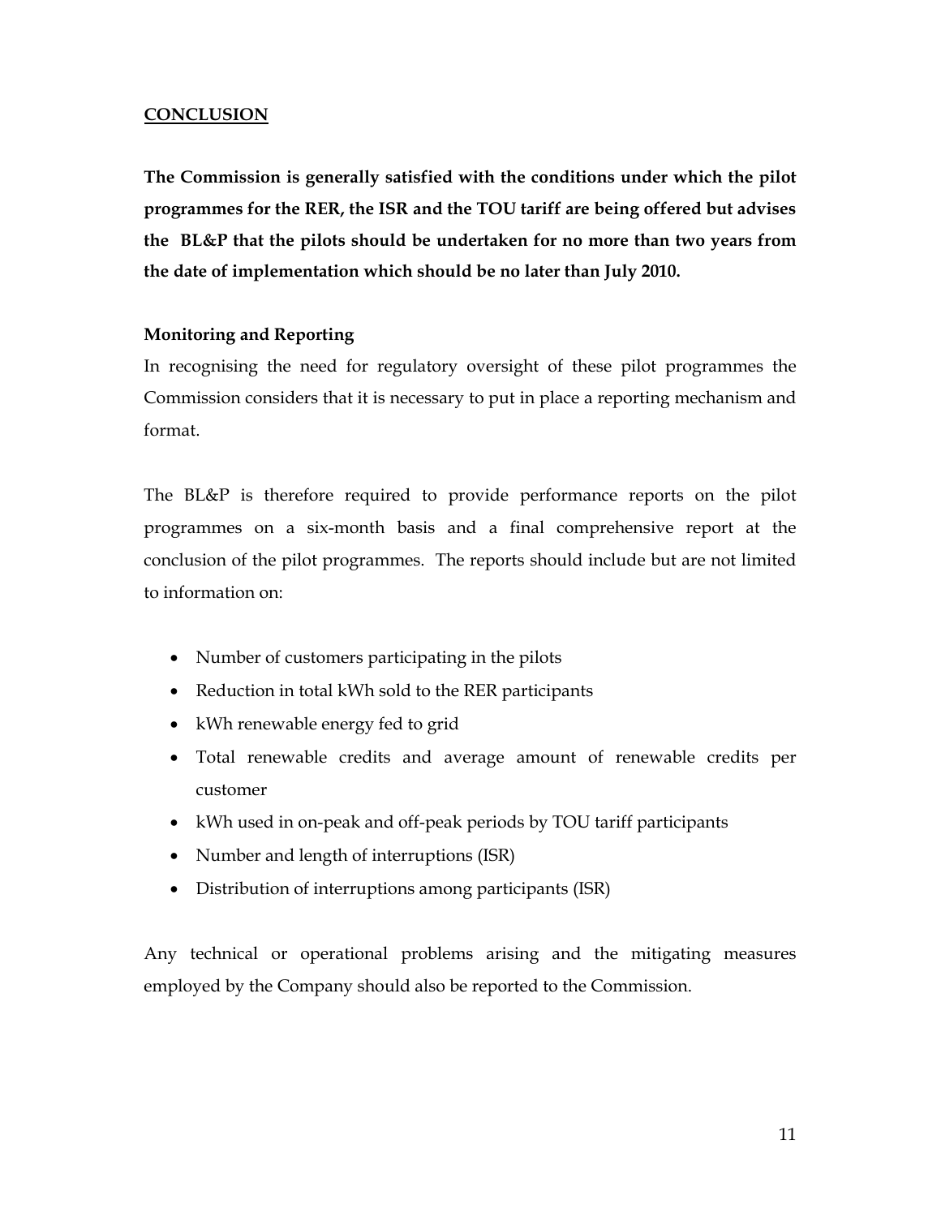## CONCLUSION

**The Commission is generally satisfied with the conditions under which the pilot programmes for the RER, the ISR and the TOU tariff are being offered but advises the BL&P that the pilots should be undertaken for no more than two years from the date of implementation which should be no later than July 2010.**

### Monitoring and Reporting

In recognising the need for regulatory oversight of these pilot programmes the Commission considers that it is necessary to put in place a reporting mechanism and format.

The BL&P is therefore required to provide performance reports on the pilot programmes on a six-month basis and a final comprehensive report at the conclusion of the pilot programmes. The reports should include but are not limited to information on:

- Number of customers participating in the pilots
- Reduction in total kWh sold to the RER participants
- kWh renewable energy fed to grid
- Total renewable credits and average amount of renewable credits per customer
- kWh used in on-peak and off-peak periods by TOU tariff participants
- Number and length of interruptions (ISR)
- Distribution of interruptions among participants (ISR)

Any technical or operational problems arising and the mitigating measures employed by the Company should also be reported to the Commission.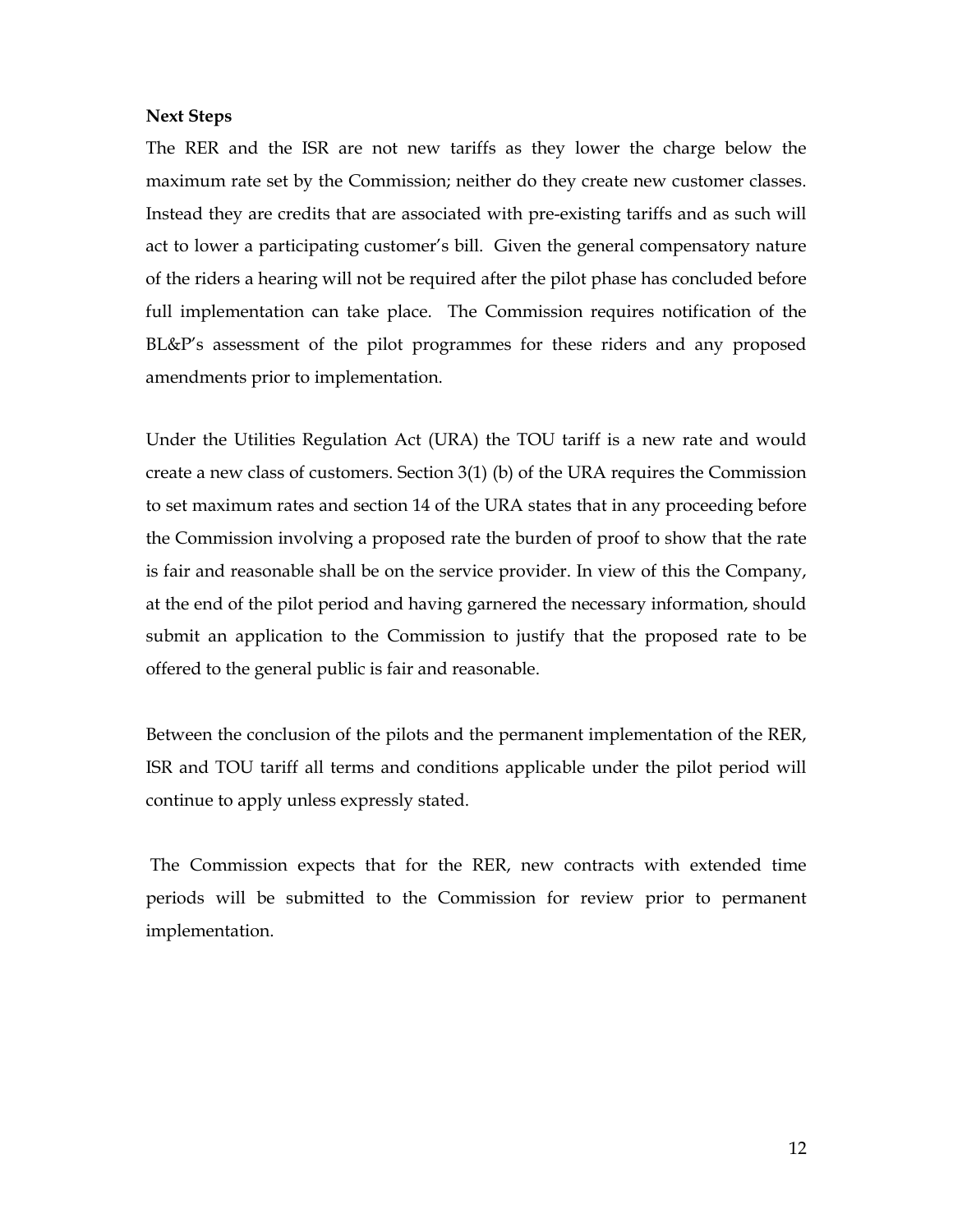**Next Steps**

The RER and the ISR are not new tariffs as they lower the charge below the maximum rate set by the Commission; neither do they create new customer classes. Instead they are credits that are associated with pre-existing tariffs and as such will act to lower a participating customer's bill. Given the general compensatory nature of the riders a hearing will not be required after the pilot phase has concluded before full implementation can take place. The Commission requires notification of the BL&P's assessment of the pilot programmes for these riders and any proposed amendments prior to implementation.

Under the Utilities Regulation Act (URA) the TOU tariff is a new rate and would create a new class of customers. Section 3(1) (b) of the URA requires the Commission to set maximum rates and section 14 of the URA states that in any proceeding before the Commission involving a proposed rate the burden of proof to show that the rate is fair and reasonable shall be on the service provider. In view of this the Company, at the end of the pilot period and having garnered the necessary information, should submit an application to the Commission to justify that the proposed rate to be offered to the general public is fair and reasonable.

Between the conclusion of the pilots and the permanent implementation of the RER, ISR and TOU tariff all terms and conditions applicable under the pilot period will continue to apply unless expressly stated.

The Commission expects that for the RER, new contracts with extended time periods will be submitted to the Commission for review prior to permanent implementation.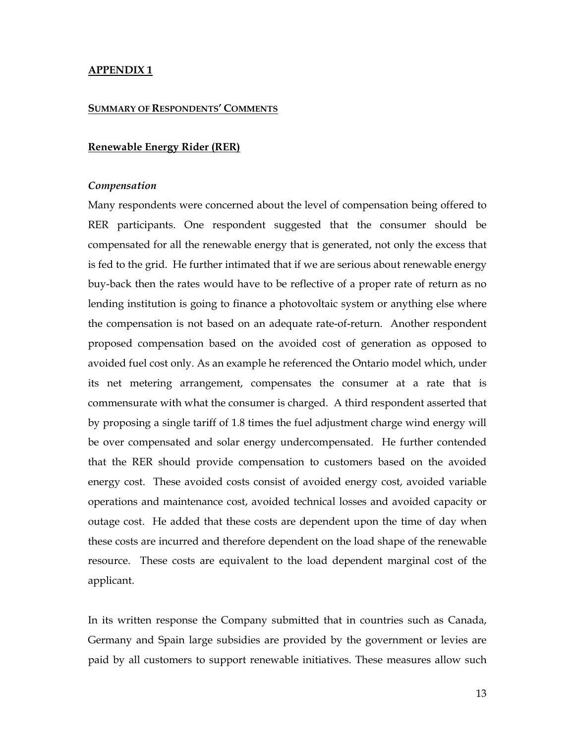## APPENDIX 1

### SUMMARY OF RESPONDENTS' COMMENTS

### Renewable Energy Rider (RER)

#### *Compensation*

Many respondents were concerned about the level of compensation being offered to RER participants. One respondent suggested that the consumer should be compensated for all the renewable energy that is generated, not only the excess that is fed to the grid. He further intimated that if we are serious about renewable energy buy-back then the rates would have to be reflective of a proper rate of return as no lending institution is going to finance a photovoltaic system or anything else where the compensation is not based on an adequate rate-of-return. Another respondent proposed compensation based on the avoided cost of generation as opposed to avoided fuel cost only. As an example he referenced the Ontario model which, under its net metering arrangement, compensates the consumer at a rate that is commensurate with what the consumer is charged. A third respondent asserted that by proposing a single tariff of 1.8 times the fuel adjustment charge wind energy will be over compensated and solar energy undercompensated. He further contended that the RER should provide compensation to customers based on the avoided energy cost. These avoided costs consist of avoided energy cost, avoided variable operations and maintenance cost, avoided technical losses and avoided capacity or outage cost. He added that these costs are dependent upon the time of day when these costs are incurred and therefore dependent on the load shape of the renewable resource. These costs are equivalent to the load dependent marginal cost of the applicant.

In its written response the Company submitted that in countries such as Canada, Germany and Spain large subsidies are provided by the government or levies are paid by all customers to support renewable initiatives. These measures allow such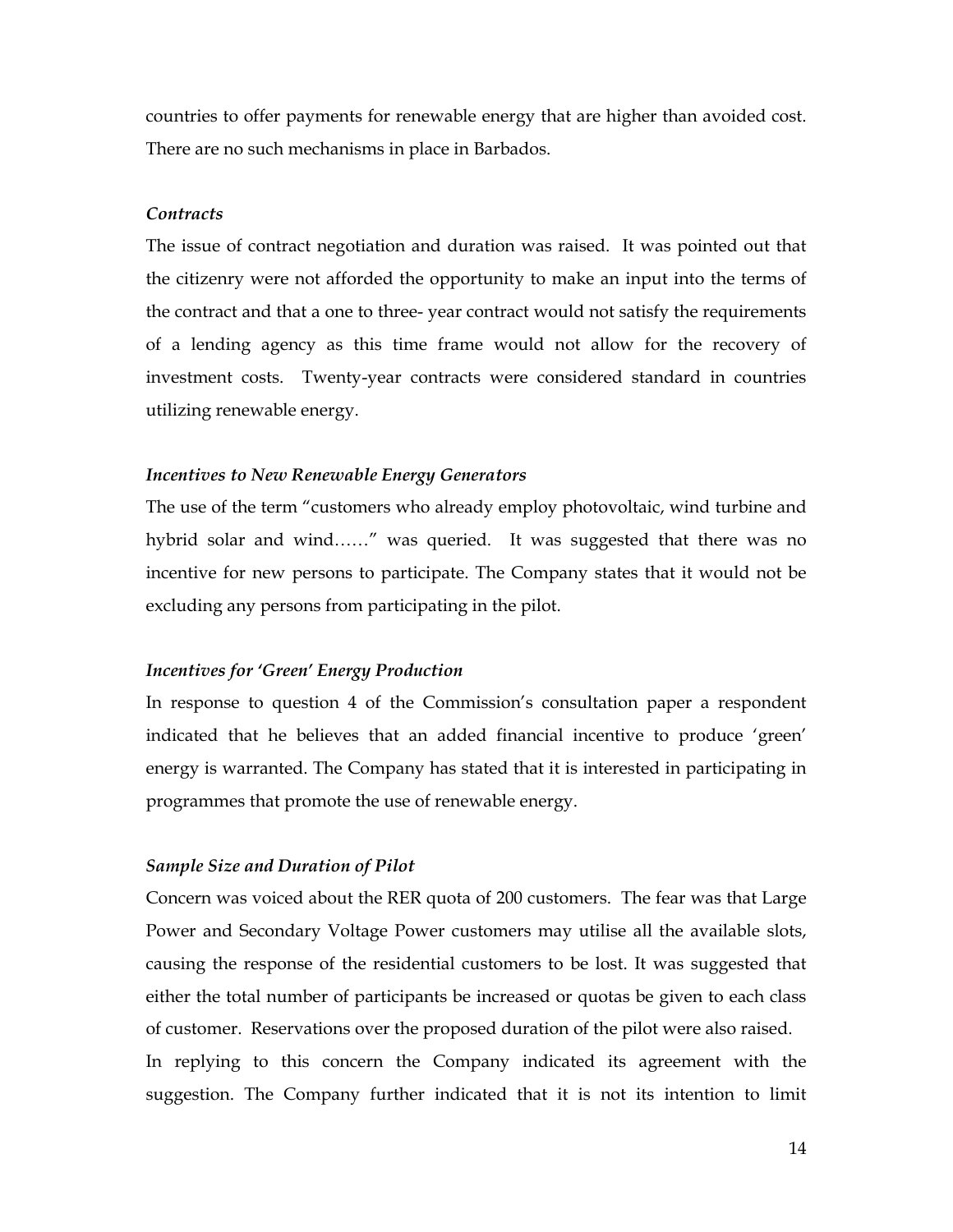countries to offer payments for renewable energy that are higher than avoided cost. There are no such mechanisms in place in Barbados.

***Contracts***

The issue of contract negotiation and duration was raised. It was pointed out that the citizenry were not afforded the opportunity to make an input into the terms of the contract and that a one to three- year contract would not satisfy the requirements of a lending agency as this time frame would not allow for the recovery of investment costs. Twenty-year contracts were considered standard in countries utilizing renewable energy.

***Incentives to New Renewable Energy Generators***

The use of the term "customers who already employ photovoltaic, wind turbine and hybrid solar and wind……" was queried. It was suggested that there was no incentive for new persons to participate. The Company states that it would not be excluding any persons from participating in the pilot.

***Incentives for 'Green' Energy Production***

In response to question 4 of the Commission's consultation paper a respondent indicated that he believes that an added financial incentive to produce 'green' energy is warranted. The Company has stated that it is interested in participating in programmes that promote the use of renewable energy.

***Sample Size and Duration of Pilot***

Concern was voiced about the RER quota of 200 customers. The fear was that Large Power and Secondary Voltage Power customers may utilise all the available slots, causing the response of the residential customers to be lost. It was suggested that either the total number of participants be increased or quotas be given to each class of customer. Reservations over the proposed duration of the pilot were also raised.

In replying to this concern the Company indicated its agreement with the suggestion. The Company further indicated that it is not its intention to limit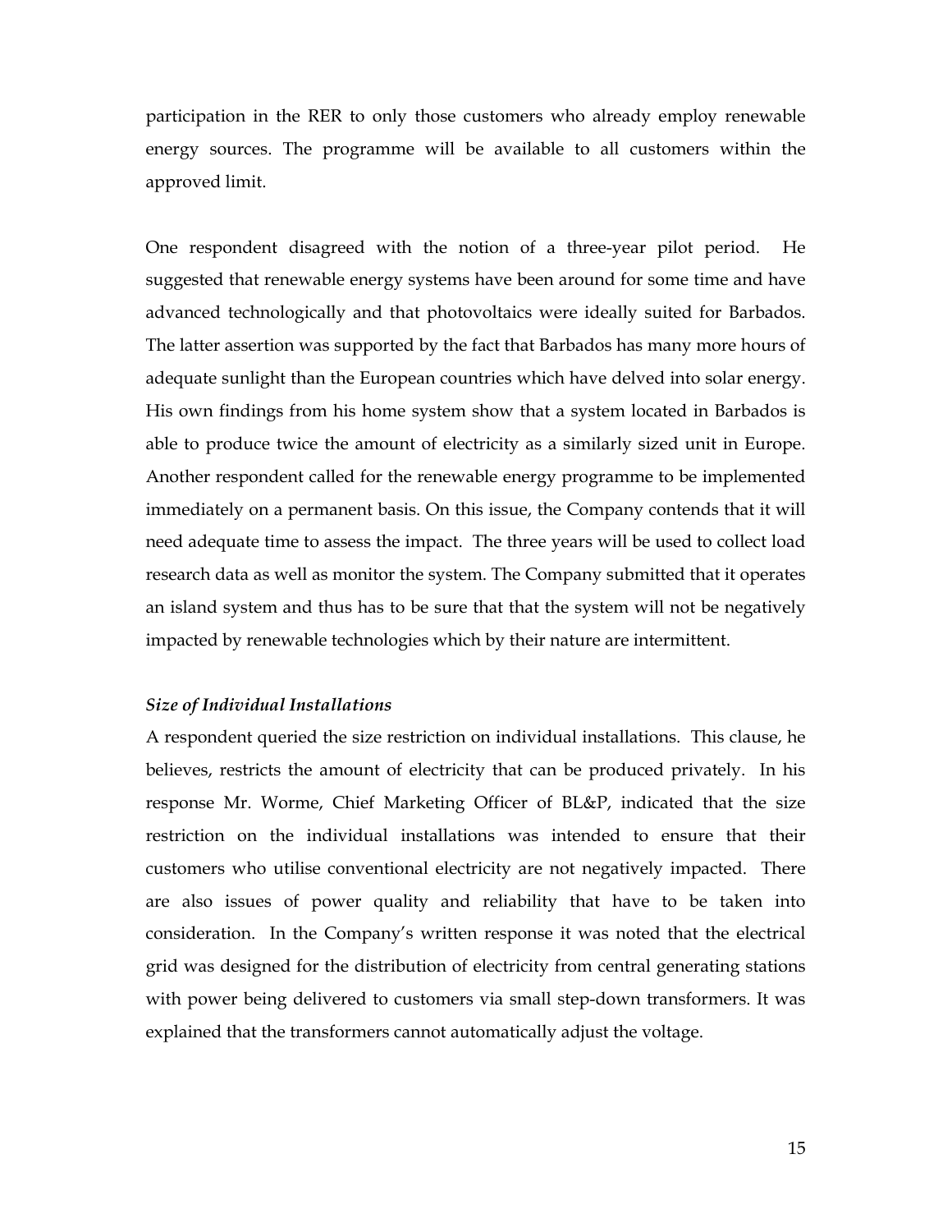participation in the RER to only those customers who already employ renewable energy sources. The programme will be available to all customers within the approved limit.

One respondent disagreed with the notion of a three-year pilot period. He suggested that renewable energy systems have been around for some time and have advanced technologically and that photovoltaics were ideally suited for Barbados. The latter assertion was supported by the fact that Barbados has many more hours of adequate sunlight than the European countries which have delved into solar energy. His own findings from his home system show that a system located in Barbados is able to produce twice the amount of electricity as a similarly sized unit in Europe. Another respondent called for the renewable energy programme to be implemented immediately on a permanent basis. On this issue, the Company contends that it will need adequate time to assess the impact. The three years will be used to collect load research data as well as monitor the system. The Company submitted that it operates an island system and thus has to be sure that that the system will not be negatively impacted by renewable technologies which by their nature are intermittent.

*Size of Individual Installations*

A respondent queried the size restriction on individual installations. This clause, he believes, restricts the amount of electricity that can be produced privately. In his response Mr. Worme, Chief Marketing Officer of BL&P, indicated that the size restriction on the individual installations was intended to ensure that their customers who utilise conventional electricity are not negatively impacted. There are also issues of power quality and reliability that have to be taken into consideration. In the Company's written response it was noted that the electrical grid was designed for the distribution of electricity from central generating stations with power being delivered to customers via small step-down transformers. It was explained that the transformers cannot automatically adjust the voltage.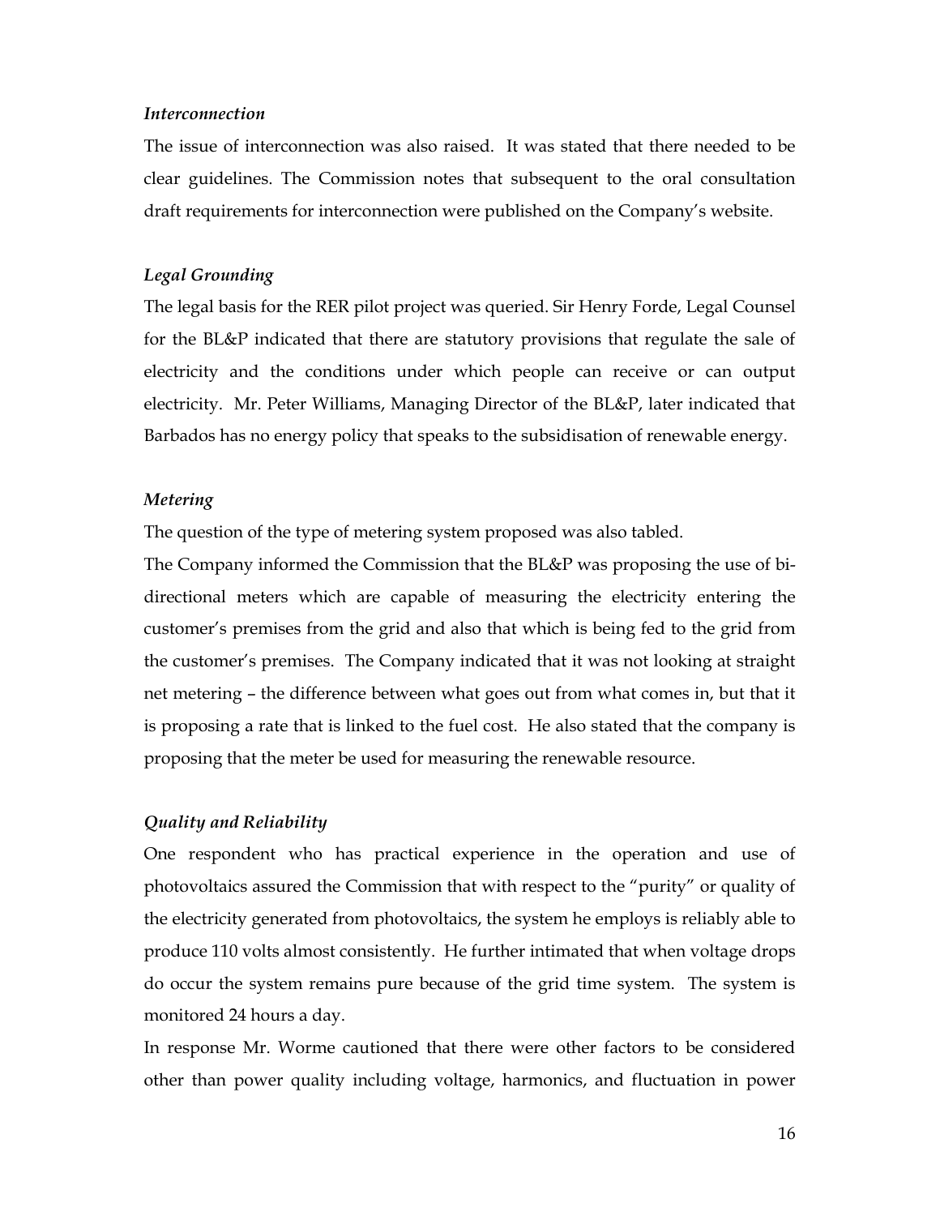*Interconnection*

The issue of interconnection was also raised. It was stated that there needed to be clear guidelines. The Commission notes that subsequent to the oral consultation draft requirements for interconnection were published on the Company's website.

*Legal Grounding*

The legal basis for the RER pilot project was queried. Sir Henry Forde, Legal Counsel for the BL&P indicated that there are statutory provisions that regulate the sale of electricity and the conditions under which people can receive or can output electricity. Mr. Peter Williams, Managing Director of the BL&P, later indicated that Barbados has no energy policy that speaks to the subsidisation of renewable energy.

*Metering*

The question of the type of metering system proposed was also tabled.

The Company informed the Commission that the BL&P was proposing the use of bi-directional meters which are capable of measuring the electricity entering the customer's premises from the grid and also that which is being fed to the grid from the customer's premises. The Company indicated that it was not looking at straight net metering – the difference between what goes out from what comes in, but that it is proposing a rate that is linked to the fuel cost. He also stated that the company is proposing that the meter be used for measuring the renewable resource.

*Quality and Reliability*

One respondent who has practical experience in the operation and use of photovoltaics assured the Commission that with respect to the "purity" or quality of the electricity generated from photovoltaics, the system he employs is reliably able to produce 110 volts almost consistently. He further intimated that when voltage drops do occur the system remains pure because of the grid time system. The system is monitored 24 hours a day.

In response Mr. Worme cautioned that there were other factors to be considered other than power quality including voltage, harmonics, and fluctuation in power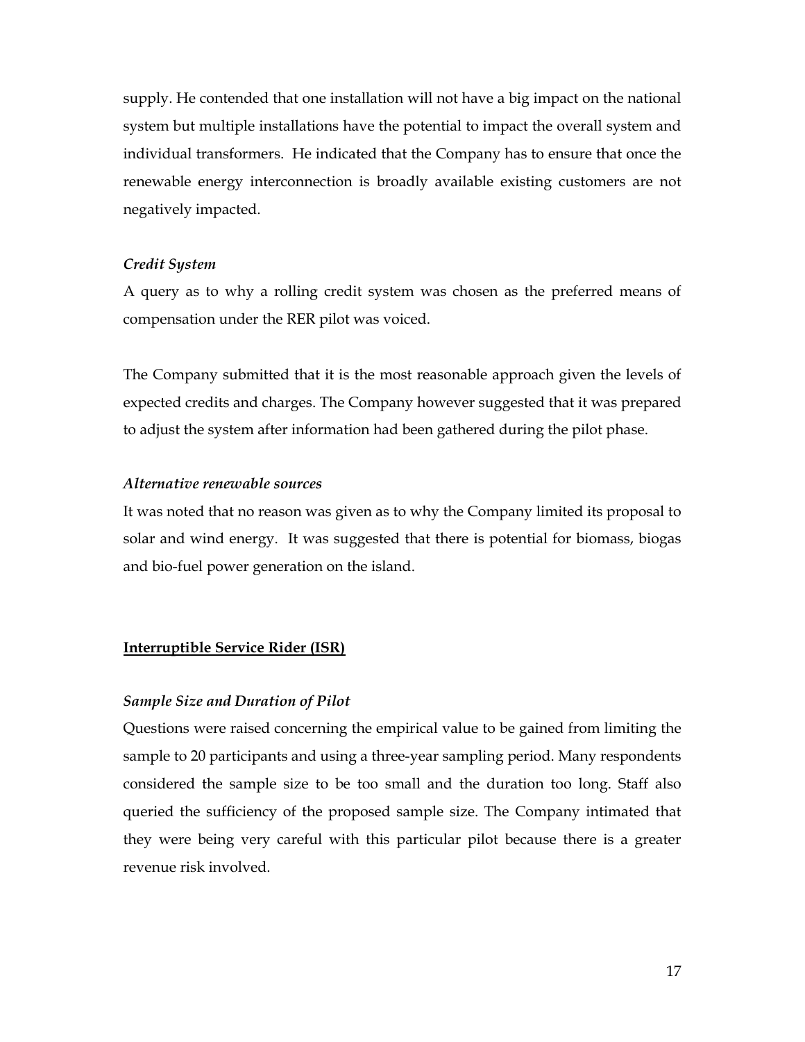supply. He contended that one installation will not have a big impact on the national system but multiple installations have the potential to impact the overall system and individual transformers. He indicated that the Company has to ensure that once the renewable energy interconnection is broadly available existing customers are not negatively impacted.

*Credit System*

A query as to why a rolling credit system was chosen as the preferred means of compensation under the RER pilot was voiced.

The Company submitted that it is the most reasonable approach given the levels of expected credits and charges. The Company however suggested that it was prepared to adjust the system after information had been gathered during the pilot phase.

*Alternative renewable sources*

It was noted that no reason was given as to why the Company limited its proposal to solar and wind energy. It was suggested that there is potential for biomass, biogas and bio-fuel power generation on the island.

**Interruptible Service Rider (ISR)**

*Sample Size and Duration of Pilot*

Questions were raised concerning the empirical value to be gained from limiting the sample to 20 participants and using a three-year sampling period. Many respondents considered the sample size to be too small and the duration too long. Staff also queried the sufficiency of the proposed sample size. The Company intimated that they were being very careful with this particular pilot because there is a greater revenue risk involved.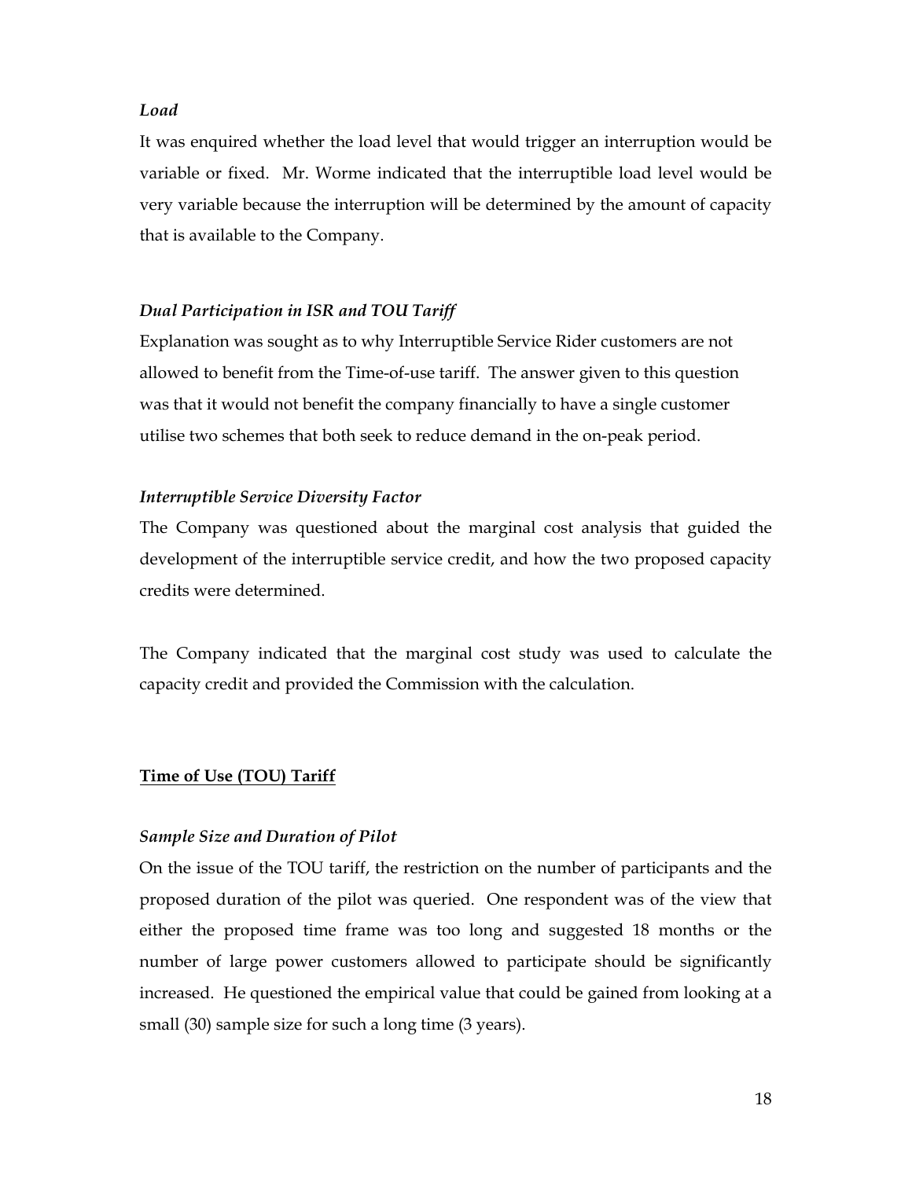*Load*

It was enquired whether the load level that would trigger an interruption would be variable or fixed. Mr. Worme indicated that the interruptible load level would be very variable because the interruption will be determined by the amount of capacity that is available to the Company.

*Dual Participation in ISR and TOU Tariff*

Explanation was sought as to why Interruptible Service Rider customers are not allowed to benefit from the Time-of-use tariff. The answer given to this question was that it would not benefit the company financially to have a single customer utilise two schemes that both seek to reduce demand in the on-peak period.

*Interruptible Service Diversity Factor*

The Company was questioned about the marginal cost analysis that guided the development of the interruptible service credit, and how the two proposed capacity credits were determined.

The Company indicated that the marginal cost study was used to calculate the capacity credit and provided the Commission with the calculation.

**Time of Use (TOU) Tariff**

*Sample Size and Duration of Pilot*

On the issue of the TOU tariff, the restriction on the number of participants and the proposed duration of the pilot was queried. One respondent was of the view that either the proposed time frame was too long and suggested 18 months or the number of large power customers allowed to participate should be significantly increased. He questioned the empirical value that could be gained from looking at a small (30) sample size for such a long time (3 years).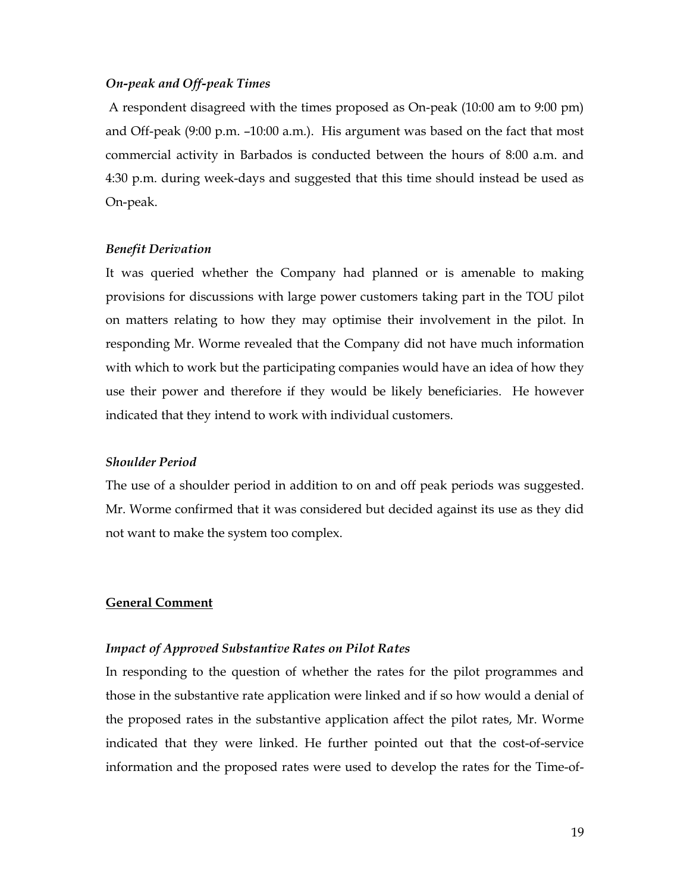### *On-peak and Off-peak Times*

A respondent disagreed with the times proposed as On-peak (10:00 am to 9:00 pm) and Off-peak (9:00 p.m. –10:00 a.m.). His argument was based on the fact that most commercial activity in Barbados is conducted between the hours of 8:00 a.m. and 4:30 p.m. during week-days and suggested that this time should instead be used as On-peak.

### *Benefit Derivation*

It was queried whether the Company had planned or is amenable to making provisions for discussions with large power customers taking part in the TOU pilot on matters relating to how they may optimise their involvement in the pilot. In responding Mr. Worme revealed that the Company did not have much information with which to work but the participating companies would have an idea of how they use their power and therefore if they would be likely beneficiaries. He however indicated that they intend to work with individual customers.

### *Shoulder Period*

The use of a shoulder period in addition to on and off peak periods was suggested. Mr. Worme confirmed that it was considered but decided against its use as they did not want to make the system too complex.

## General Comment

### *Impact of Approved Substantive Rates on Pilot Rates*

In responding to the question of whether the rates for the pilot programmes and those in the substantive rate application were linked and if so how would a denial of the proposed rates in the substantive application affect the pilot rates, Mr. Worme indicated that they were linked. He further pointed out that the cost-of-service information and the proposed rates were used to develop the rates for the Time-of-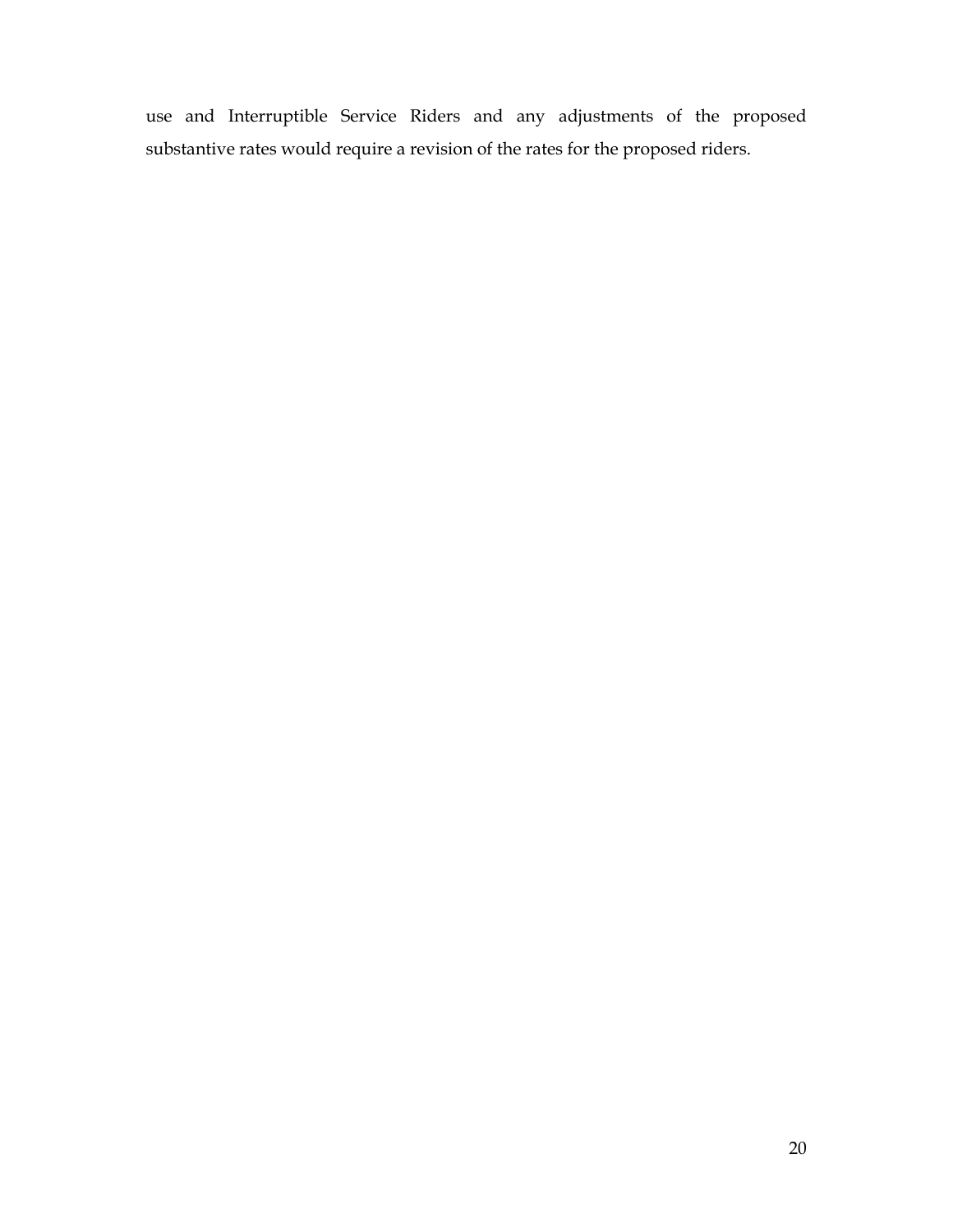use and Interruptible Service Riders and any adjustments of the proposed substantive rates would require a revision of the rates for the proposed riders.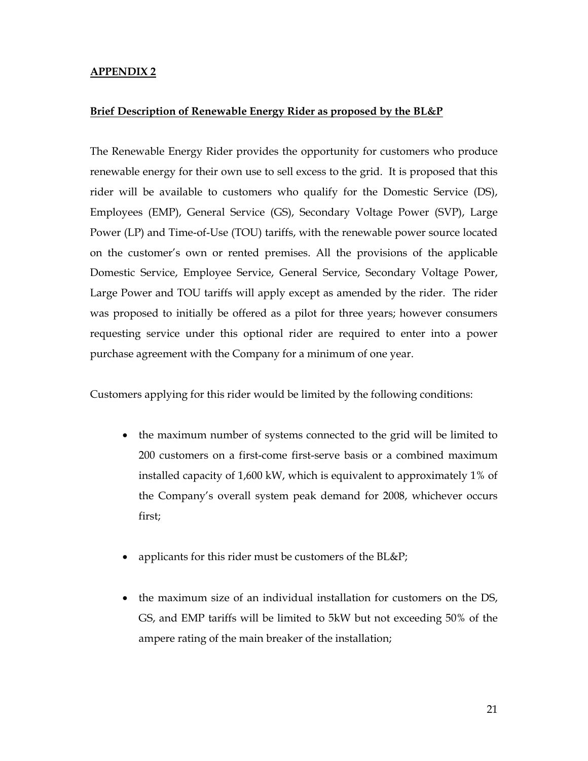**APPENDIX 2**

**Brief Description of Renewable Energy Rider as proposed by the BL&P**

The Renewable Energy Rider provides the opportunity for customers who produce renewable energy for their own use to sell excess to the grid. It is proposed that this rider will be available to customers who qualify for the Domestic Service (DS), Employees (EMP), General Service (GS), Secondary Voltage Power (SVP), Large Power (LP) and Time-of-Use (TOU) tariffs, with the renewable power source located on the customer's own or rented premises. All the provisions of the applicable Domestic Service, Employee Service, General Service, Secondary Voltage Power, Large Power and TOU tariffs will apply except as amended by the rider. The rider was proposed to initially be offered as a pilot for three years; however consumers requesting service under this optional rider are required to enter into a power purchase agreement with the Company for a minimum of one year.

Customers applying for this rider would be limited by the following conditions:

- the maximum number of systems connected to the grid will be limited to 200 customers on a first-come first-serve basis or a combined maximum installed capacity of 1,600 kW, which is equivalent to approximately 1% of the Company's overall system peak demand for 2008, whichever occurs first;

- applicants for this rider must be customers of the BL&P;

- the maximum size of an individual installation for customers on the DS, GS, and EMP tariffs will be limited to 5kW but not exceeding 50% of the ampere rating of the main breaker of the installation;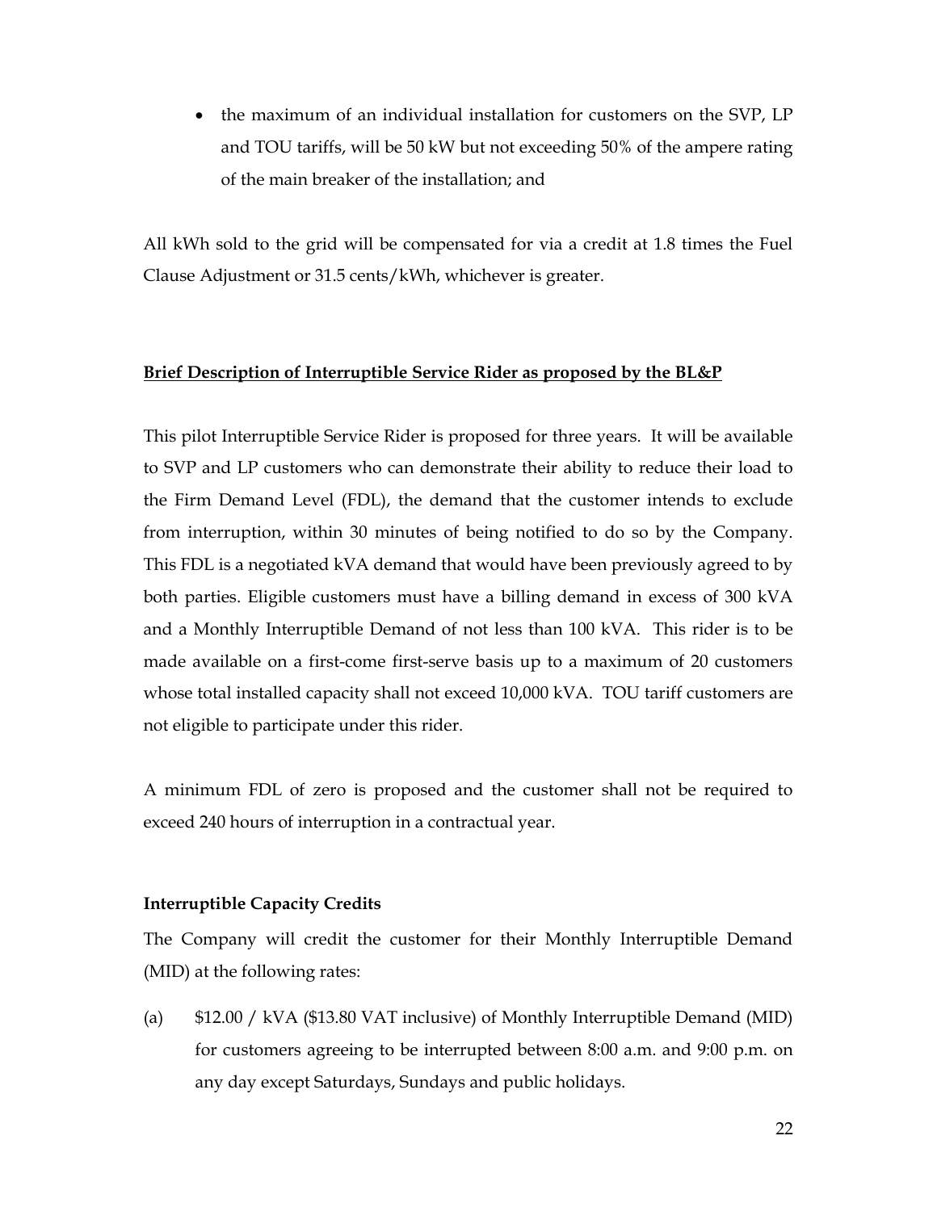- the maximum of an individual installation for customers on the SVP, LP and TOU tariffs, will be 50 kW but not exceeding 50% of the ampere rating of the main breaker of the installation; and

All kWh sold to the grid will be compensated for via a credit at 1.8 times the Fuel Clause Adjustment or 31.5 cents/kWh, whichever is greater.

**Brief Description of Interruptible Service Rider as proposed by the BL&P**

This pilot Interruptible Service Rider is proposed for three years. It will be available to SVP and LP customers who can demonstrate their ability to reduce their load to the Firm Demand Level (FDL), the demand that the customer intends to exclude from interruption, within 30 minutes of being notified to do so by the Company. This FDL is a negotiated kVA demand that would have been previously agreed to by both parties. Eligible customers must have a billing demand in excess of 300 kVA and a Monthly Interruptible Demand of not less than 100 kVA. This rider is to be made available on a first-come first-serve basis up to a maximum of 20 customers whose total installed capacity shall not exceed 10,000 kVA. TOU tariff customers are not eligible to participate under this rider.

A minimum FDL of zero is proposed and the customer shall not be required to exceed 240 hours of interruption in a contractual year.

**Interruptible Capacity Credits**

The Company will credit the customer for their Monthly Interruptible Demand (MID) at the following rates:

(a) $12.00 / kVA ($13.80 VAT inclusive) of Monthly Interruptible Demand (MID) for customers agreeing to be interrupted between 8:00 a.m. and 9:00 p.m. on any day except Saturdays, Sundays and public holidays.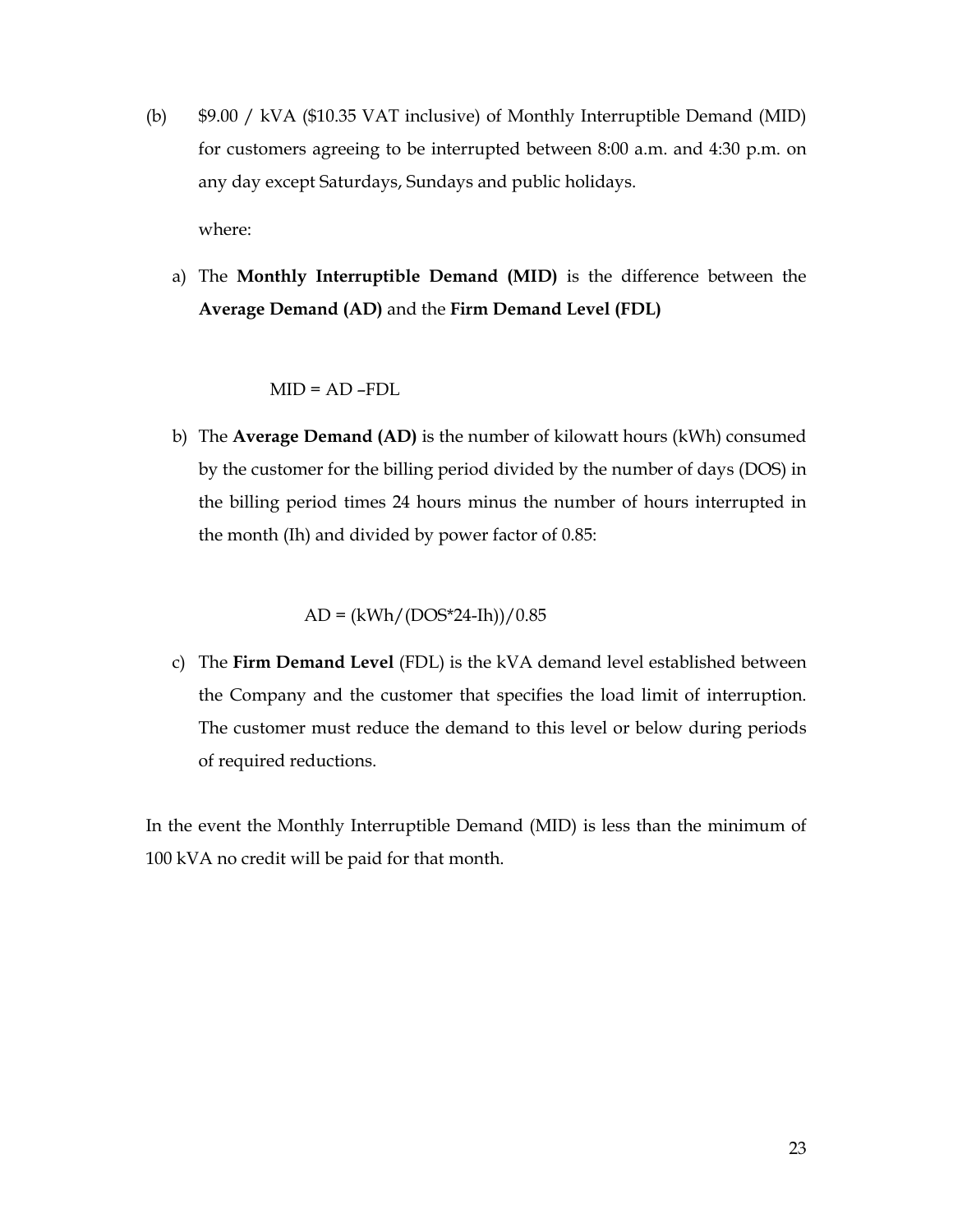(b) $9.00 / kVA ($10.35 VAT inclusive) of Monthly Interruptible Demand (MID) for customers agreeing to be interrupted between 8:00 a.m. and 4:30 p.m. on any day except Saturdays, Sundays and public holidays.

where:

a) The **Monthly Interruptible Demand (MID)** is the difference between the **Average Demand (AD)** and the **Firm Demand Level (FDL)**

$$MID = AD - FDL$$

b) The **Average Demand (AD)** is the number of kilowatt hours (kWh) consumed by the customer for the billing period divided by the number of days (DOS) in the billing period times 24 hours minus the number of hours interrupted in the month (Ih) and divided by power factor of 0.85:

$$AD = (kWh/(DOS*24-Ih))/0.85$$

c) The **Firm Demand Level** (FDL) is the kVA demand level established between the Company and the customer that specifies the load limit of interruption. The customer must reduce the demand to this level or below during periods of required reductions.

In the event the Monthly Interruptible Demand (MID) is less than the minimum of 100 kVA no credit will be paid for that month.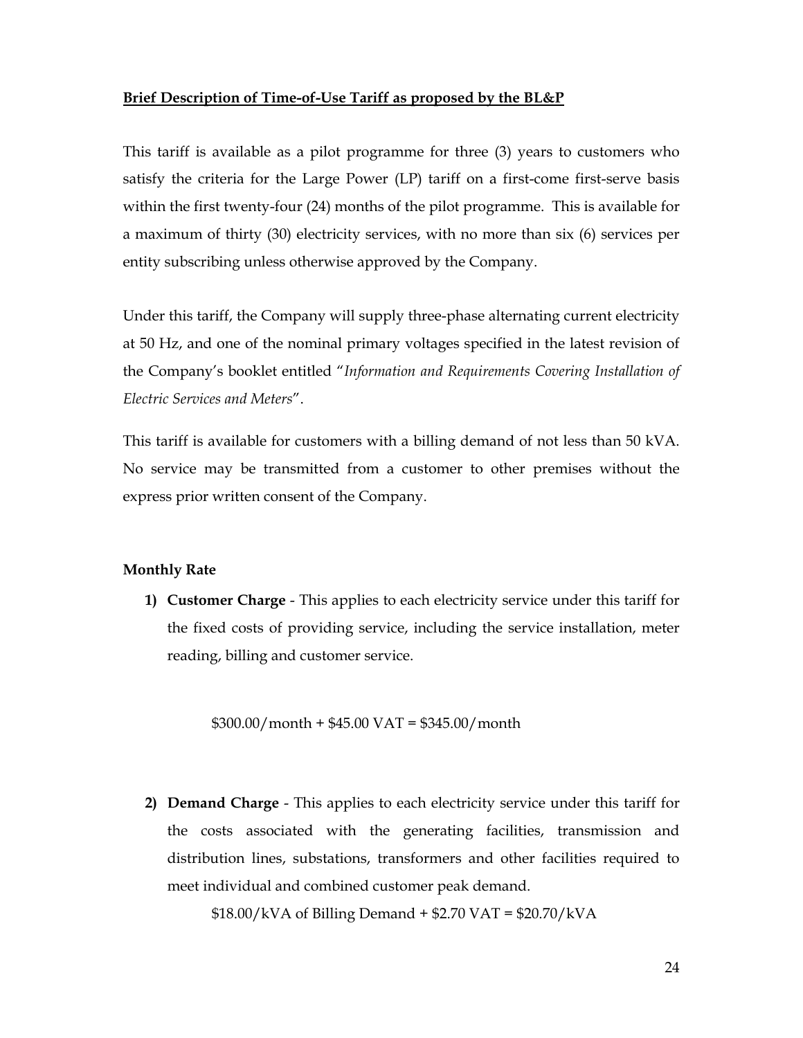**Brief Description of Time-of-Use Tariff as proposed by the BL&P**

This tariff is available as a pilot programme for three (3) years to customers who satisfy the criteria for the Large Power (LP) tariff on a first-come first-serve basis within the first twenty-four (24) months of the pilot programme. This is available for a maximum of thirty (30) electricity services, with no more than six (6) services per entity subscribing unless otherwise approved by the Company.

Under this tariff, the Company will supply three-phase alternating current electricity at 50 Hz, and one of the nominal primary voltages specified in the latest revision of the Company's booklet entitled "*Information and Requirements Covering Installation of Electric Services and Meters*".

This tariff is available for customers with a billing demand of not less than 50 kVA. No service may be transmitted from a customer to other premises without the express prior written consent of the Company.

**Monthly Rate**

1) **Customer Charge** - This applies to each electricity service under this tariff for the fixed costs of providing service, including the service installation, meter reading, billing and customer service.

   $300.00/month + $45.00 VAT = $345.00/month

2) **Demand Charge** - This applies to each electricity service under this tariff for the costs associated with the generating facilities, transmission and distribution lines, substations, transformers and other facilities required to meet individual and combined customer peak demand.

   $18.00/kVA of Billing Demand + $2.70 VAT = $20.70/kVA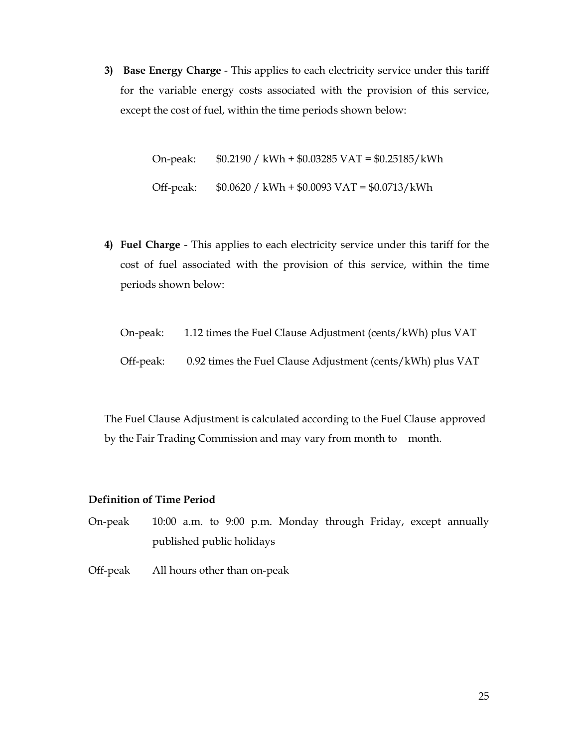3) **Base Energy Charge** - This applies to each electricity service under this tariff for the variable energy costs associated with the provision of this service, except the cost of fuel, within the time periods shown below:

On-peak: $0.2190 / kWh + $0.03285 VAT = $0.25185/kWh

Off-peak: $0.0620 / kWh + $0.0093 VAT = $0.0713/kWh

4) **Fuel Charge** - This applies to each electricity service under this tariff for the cost of fuel associated with the provision of this service, within the time periods shown below:

On-peak: 1.12 times the Fuel Clause Adjustment (cents/kWh) plus VAT

Off-peak: 0.92 times the Fuel Clause Adjustment (cents/kWh) plus VAT

The Fuel Clause Adjustment is calculated according to the Fuel Clause approved by the Fair Trading Commission and may vary from month to month.

**Definition of Time Period**

On-peak 10:00 a.m. to 9:00 p.m. Monday through Friday, except annually published public holidays

Off-peak All hours other than on-peak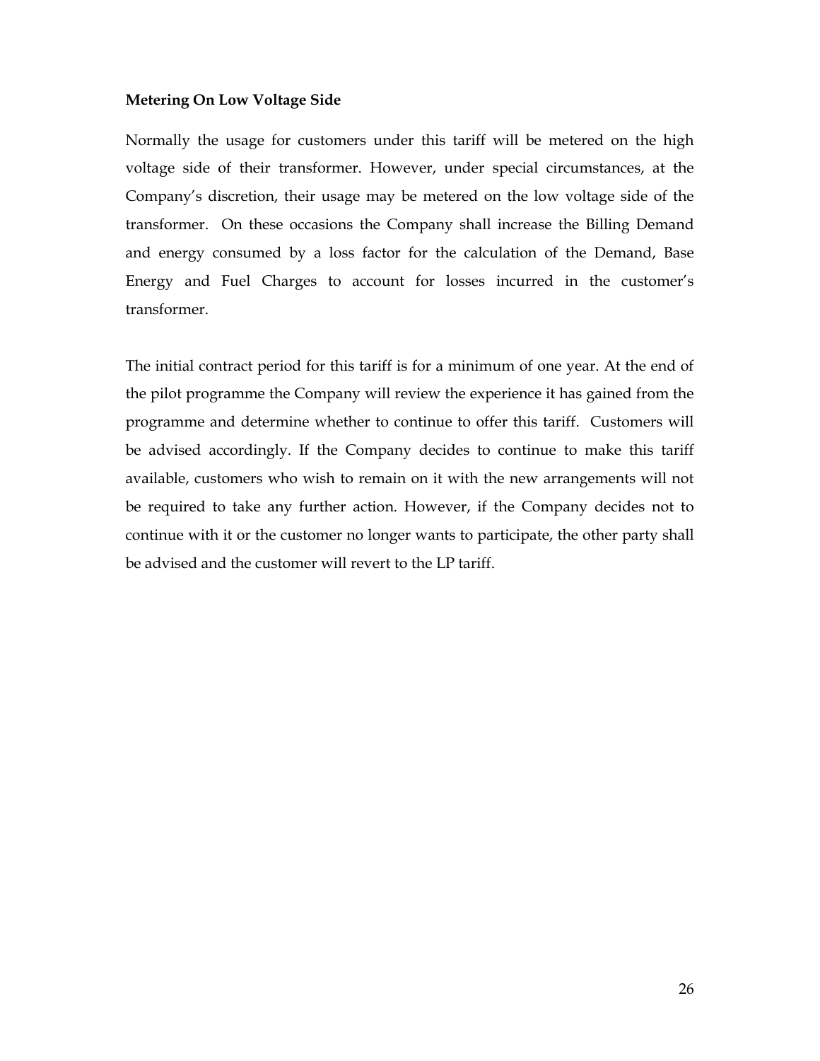**Metering On Low Voltage Side**

Normally the usage for customers under this tariff will be metered on the high voltage side of their transformer. However, under special circumstances, at the Company's discretion, their usage may be metered on the low voltage side of the transformer. On these occasions the Company shall increase the Billing Demand and energy consumed by a loss factor for the calculation of the Demand, Base Energy and Fuel Charges to account for losses incurred in the customer's transformer.

The initial contract period for this tariff is for a minimum of one year. At the end of the pilot programme the Company will review the experience it has gained from the programme and determine whether to continue to offer this tariff. Customers will be advised accordingly. If the Company decides to continue to make this tariff available, customers who wish to remain on it with the new arrangements will not be required to take any further action. However, if the Company decides not to continue with it or the customer no longer wants to participate, the other party shall be advised and the customer will revert to the LP tariff.